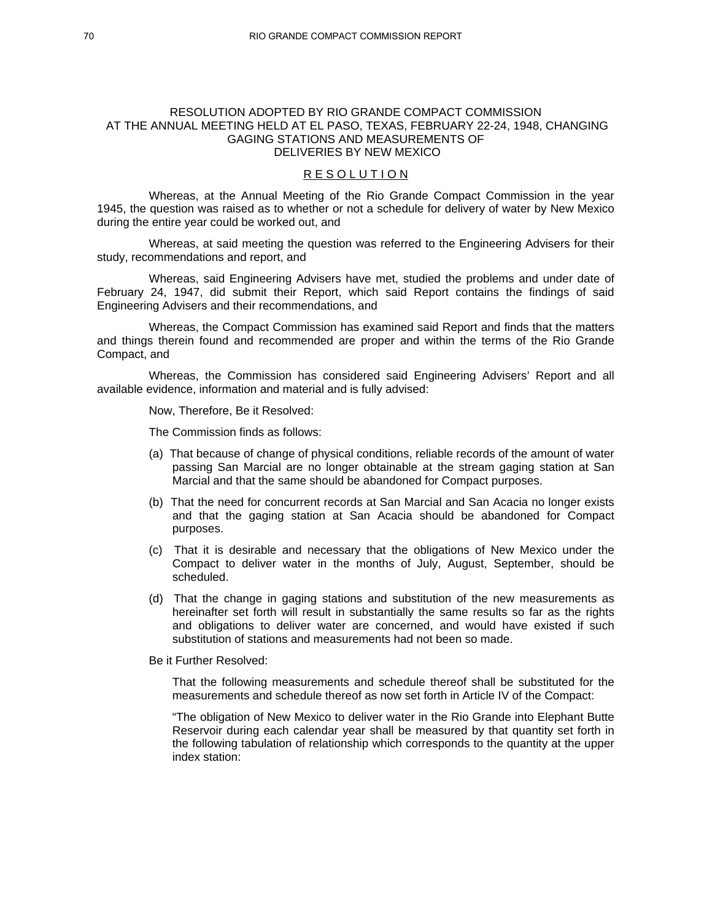# RESOLUTION ADOPTED BY RIO GRANDE COMPACT COMMISSION AT THE ANNUAL MEETING HELD AT EL PASO, TEXAS, FEBRUARY 22-24, 1948, CHANGING GAGING STATIONS AND MEASUREMENTS OF DELIVERIES BY NEW MEXICO

## R E S O L U T I O N

Whereas, at the Annual Meeting of the Rio Grande Compact Commission in the year 1945, the question was raised as to whether or not a schedule for delivery of water by New Mexico during the entire year could be worked out, and

Whereas, at said meeting the question was referred to the Engineering Advisers for their study, recommendations and report, and

Whereas, said Engineering Advisers have met, studied the problems and under date of February 24, 1947, did submit their Report, which said Report contains the findings of said Engineering Advisers and their recommendations, and

Whereas, the Compact Commission has examined said Report and finds that the matters and things therein found and recommended are proper and within the terms of the Rio Grande Compact, and

Whereas, the Commission has considered said Engineering Advisers' Report and all available evidence, information and material and is fully advised:

Now, Therefore, Be it Resolved:

The Commission finds as follows:

(a) That because of change of physical conditions, reliable records of the amount of water passing San Marcial are no longer obtainable at the stream gaging station at San Marcial and that the same should be abandoned for Compact purposes.

(b) That the need for concurrent records at San Marcial and San Acacia no longer exists and that the gaging station at San Acacia should be abandoned for Compact purposes.

(c) That it is desirable and necessary that the obligations of New Mexico under the Compact to deliver water in the months of July, August, September, should be scheduled.

(d) That the change in gaging stations and substitution of the new measurements as hereinafter set forth will result in substantially the same results so far as the rights and obligations to deliver water are concerned, and would have existed if such substitution of stations and measurements had not been so made.

Be it Further Resolved:

That the following measurements and schedule thereof shall be substituted for the measurements and schedule thereof as now set forth in Article IV of the Compact:

"The obligation of New Mexico to deliver water in the Rio Grande into Elephant Butte Reservoir during each calendar year shall be measured by that quantity set forth in the following tabulation of relationship which corresponds to the quantity at the upper index station: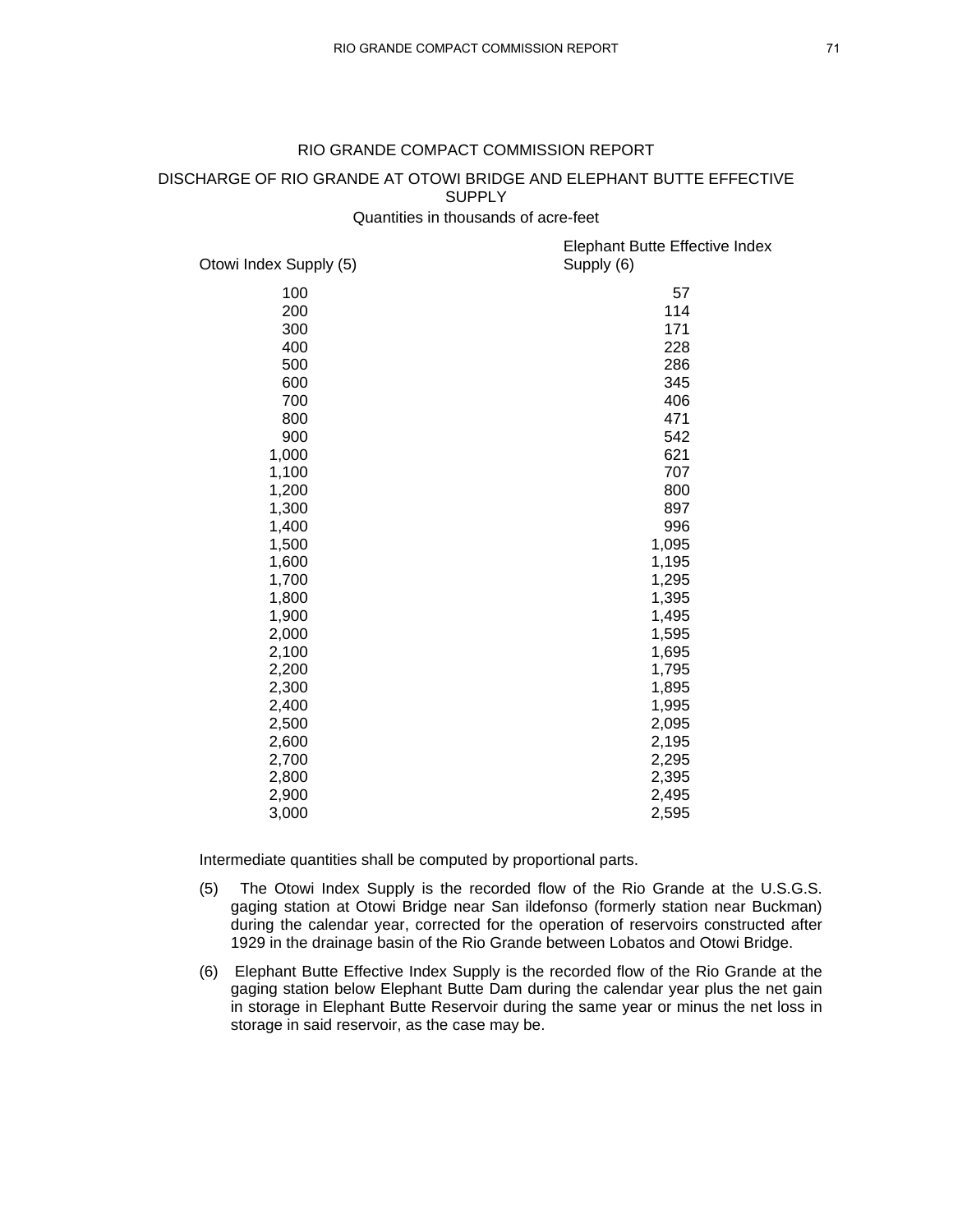## RIO GRANDE COMPACT COMMISSION REPORT

### DISCHARGE OF RIO GRANDE AT OTOWI BRIDGE AND ELEPHANT BUTTE EFFECTIVE SUPPLY

Quantities in thousands of acre-feet

| Otowi Index Supply (5) | Elephant Butte Effective Index Supply (6) |
|---|---|
| 100 | 57 |
| 200 | 114 |
| 300 | 171 |
| 400 | 228 |
| 500 | 286 |
| 600 | 345 |
| 700 | 406 |
| 800 | 471 |
| 900 | 542 |
| 1,000 | 621 |
| 1,100 | 707 |
| 1,200 | 800 |
| 1,300 | 897 |
| 1,400 | 996 |
| 1,500 | 1,095 |
| 1,600 | 1,195 |
| 1,700 | 1,295 |
| 1,800 | 1,395 |
| 1,900 | 1,495 |
| 2,000 | 1,595 |
| 2,100 | 1,695 |
| 2,200 | 1,795 |
| 2,300 | 1,895 |
| 2,400 | 1,995 |
| 2,500 | 2,095 |
| 2,600 | 2,195 |
| 2,700 | 2,295 |
| 2,800 | 2,395 |
| 2,900 | 2,495 |
| 3,000 | 2,595 |

Intermediate quantities shall be computed by proportional parts.

(5) The Otowi Index Supply is the recorded flow of the Rio Grande at the U.S.G.S. gaging station at Otowi Bridge near San ildefonso (formerly station near Buckman) during the calendar year, corrected for the operation of reservoirs constructed after 1929 in the drainage basin of the Rio Grande between Lobatos and Otowi Bridge.

(6) Elephant Butte Effective Index Supply is the recorded flow of the Rio Grande at the gaging station below Elephant Butte Dam during the calendar year plus the net gain in storage in Elephant Butte Reservoir during the same year or minus the net loss in storage in said reservoir, as the case may be.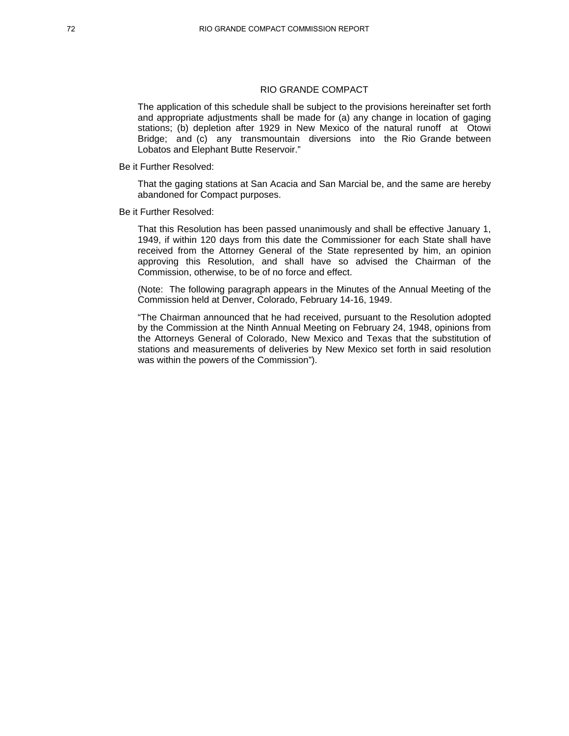RIO GRANDE COMPACT

The application of this schedule shall be subject to the provisions hereinafter set forth and appropriate adjustments shall be made for (a) any change in location of gaging stations; (b) depletion after 1929 in New Mexico of the natural runoff at Otowi Bridge; and (c) any transmountain diversions into the Rio Grande between Lobatos and Elephant Butte Reservoir."

Be it Further Resolved:

That the gaging stations at San Acacia and San Marcial be, and the same are hereby abandoned for Compact purposes.

Be it Further Resolved:

That this Resolution has been passed unanimously and shall be effective January 1, 1949, if within 120 days from this date the Commissioner for each State shall have received from the Attorney General of the State represented by him, an opinion approving this Resolution, and shall have so advised the Chairman of the Commission, otherwise, to be of no force and effect.

(Note: The following paragraph appears in the Minutes of the Annual Meeting of the Commission held at Denver, Colorado, February 14-16, 1949.

"The Chairman announced that he had received, pursuant to the Resolution adopted by the Commission at the Ninth Annual Meeting on February 24, 1948, opinions from the Attorneys General of Colorado, New Mexico and Texas that the substitution of stations and measurements of deliveries by New Mexico set forth in said resolution was within the powers of the Commission").